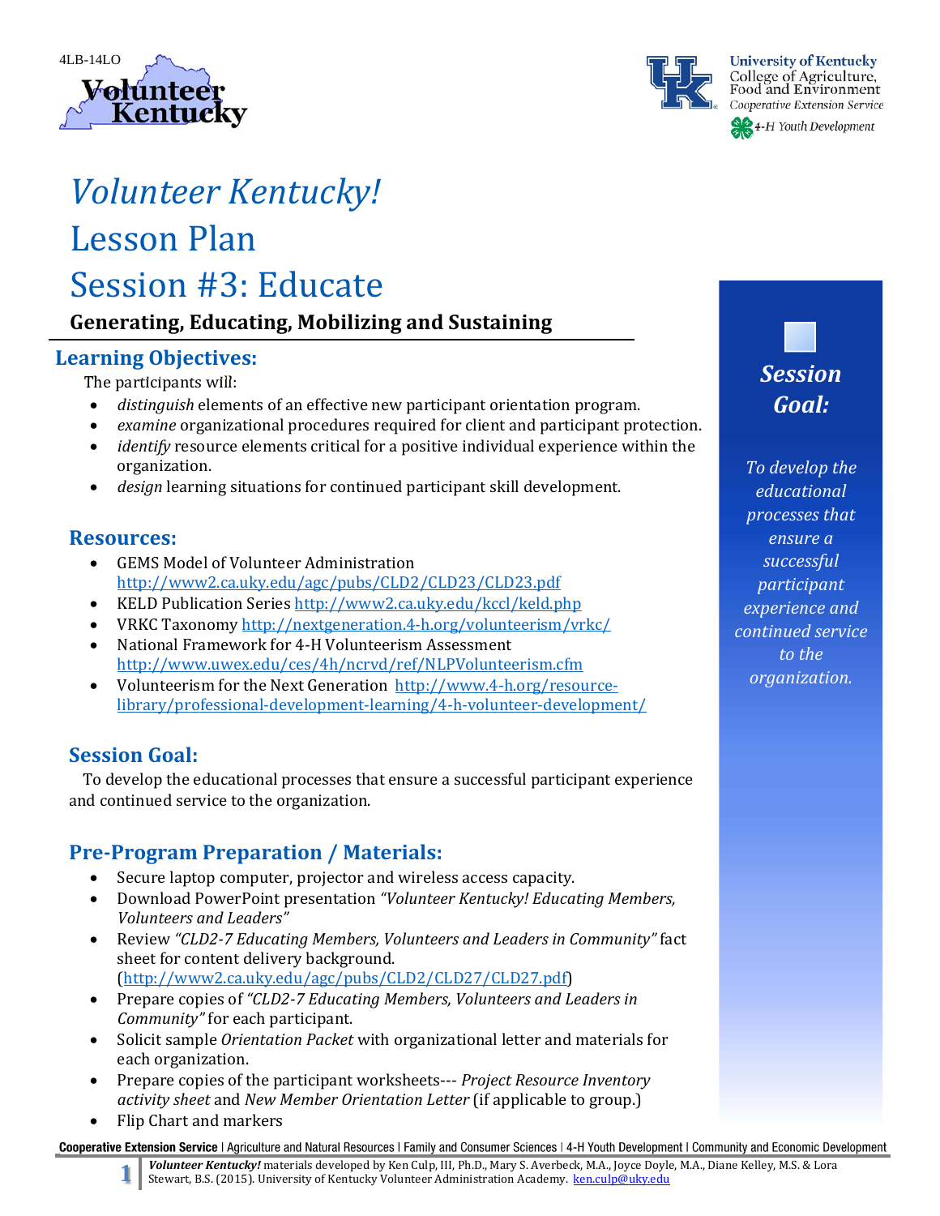4LB-14LO

# *Volunteer Kentucky!*

# Lesson Plan

# Session #3: Educate

**Generating, Educating, Mobilizing and Sustaining**

## Learning Objectives:

The participants will:

- *distinguish* elements of an effective new participant orientation program.
- *examine* organizational procedures required for client and participant protection.
- *identify* resource elements critical for a positive individual experience within the organization.
- *design* learning situations for continued participant skill development.

## Resources:

- GEMS Model of Volunteer Administration http://www2.ca.uky.edu/agc/pubs/CLD2/CLD23/CLD23.pdf
- KELD Publication Series http://www2.ca.uky.edu/kccl/keld.php
- VRKC Taxonomy http://nextgeneration.4-h.org/volunteerism/vrkc/
- National Framework for 4-H Volunteerism Assessment http://www.uwex.edu/ces/4h/ncrvd/ref/NLPVolunteerism.cfm
- Volunteerism for the Next Generation http://www.4-h.org/resource-library/professional-development-learning/4-h-volunteer-development/

## Session Goal:

To develop the educational processes that ensure a successful participant experience and continued service to the organization.

## Pre-Program Preparation / Materials:

- Secure laptop computer, projector and wireless access capacity.
- Download PowerPoint presentation *"Volunteer Kentucky! Educating Members, Volunteers and Leaders"*
- Review *"CLD2-7 Educating Members, Volunteers and Leaders in Community"* fact sheet for content delivery background. (http://www2.ca.uky.edu/agc/pubs/CLD2/CLD27/CLD27.pdf)
- Prepare copies of *"CLD2-7 Educating Members, Volunteers and Leaders in Community"* for each participant.
- Solicit sample *Orientation Packet* with organizational letter and materials for each organization.
- Prepare copies of the participant worksheets--- *Project Resource Inventory activity sheet* and *New Member Orientation Letter* (if applicable to group.)
- Flip Chart and markers

**Session Goal:**

*To develop the educational processes that ensure a successful participant experience and continued service to the organization.*

*Volunteer Kentucky!* materials developed by Ken Culp, III, Ph.D., Mary S. Averbeck, M.A., Joyce Doyle, M.A., Diane Kelley, M.S. & Lora Stewart, B.S. (2015). University of Kentucky Volunteer Administration Academy. ken.culp@uky.edu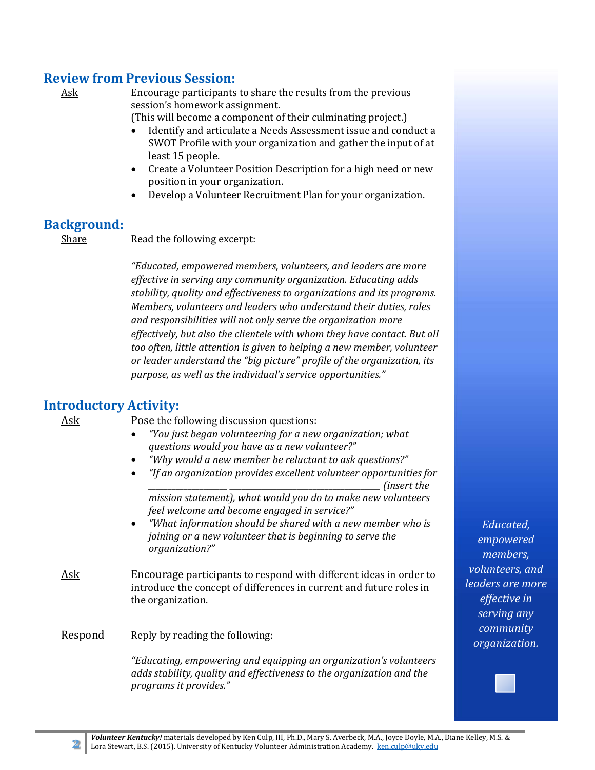## Review from Previous Session:

Ask — Encourage participants to share the results from the previous session's homework assignment.
(This will become a component of their culminating project.)

- Identify and articulate a Needs Assessment issue and conduct a SWOT Profile with your organization and gather the input of at least 15 people.
- Create a Volunteer Position Description for a high need or new position in your organization.
- Develop a Volunteer Recruitment Plan for your organization.

## Background:

Share — Read the following excerpt:

*"Educated, empowered members, volunteers, and leaders are more effective in serving any community organization. Educating adds stability, quality and effectiveness to organizations and its programs. Members, volunteers and leaders who understand their duties, roles and responsibilities will not only serve the organization more effectively, but also the clientele with whom they have contact. But all too often, little attention is given to helping a new member, volunteer or leader understand the "big picture" profile of the organization, its purpose, as well as the individual's service opportunities."*

## Introductory Activity:

Ask — Pose the following discussion questions:

- *"You just began volunteering for a new organization; what questions would you have as a new volunteer?"*
- *"Why would a new member be reluctant to ask questions?"*
- *"If an organization provides excellent volunteer opportunities for __________________ __________________________________ (insert the mission statement), what would you do to make new volunteers feel welcome and become engaged in service?"*
- *"What information should be shared with a new member who is joining or a new volunteer that is beginning to serve the organization?"*

Ask — Encourage participants to respond with different ideas in order to introduce the concept of differences in current and future roles in the organization.

Respond — Reply by reading the following:

*"Educating, empowering and equipping an organization's volunteers adds stability, quality and effectiveness to the organization and the programs it provides."*

*Educated, empowered members, volunteers, and leaders are more effective in serving any community organization.*

***Volunteer Kentucky!*** materials developed by Ken Culp, III, Ph.D., Mary S. Averbeck, M.A., Joyce Doyle, M.A., Diane Kelley, M.S. & Lora Stewart, B.S. (2015). University of Kentucky Volunteer Administration Academy. ken.culp@uky.edu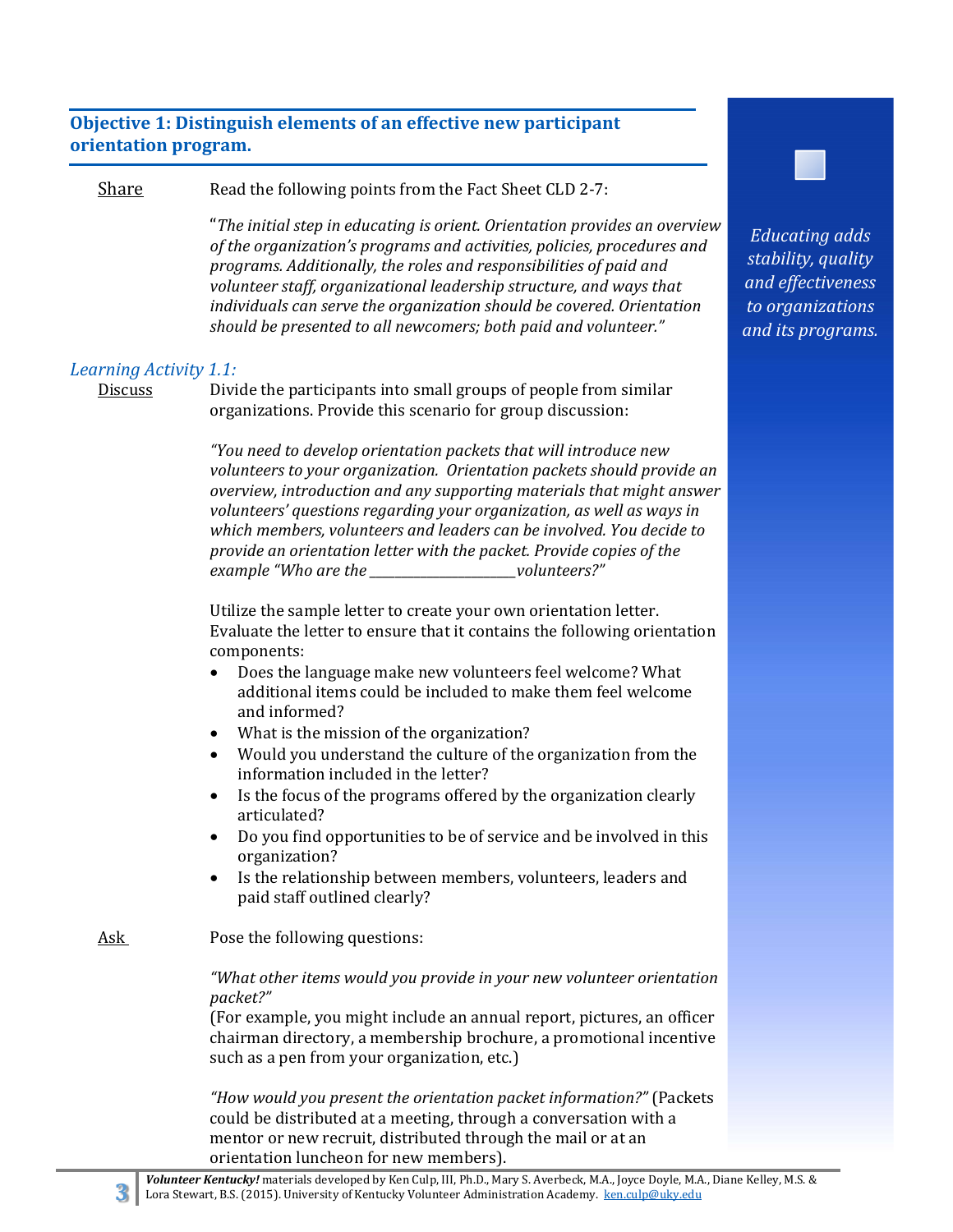## Objective 1: Distinguish elements of an effective new participant orientation program.

Share

Read the following points from the Fact Sheet CLD 2-7:

"*The initial step in educating is orient. Orientation provides an overview of the organization's programs and activities, policies, procedures and programs. Additionally, the roles and responsibilities of paid and volunteer staff, organizational leadership structure, and ways that individuals can serve the organization should be covered. Orientation should be presented to all newcomers; both paid and volunteer.*"

*Educating adds stability, quality and effectiveness to organizations and its programs.*

*Learning Activity 1.1:*

Discuss

Divide the participants into small groups of people from similar organizations. Provide this scenario for group discussion:

*"You need to develop orientation packets that will introduce new volunteers to your organization. Orientation packets should provide an overview, introduction and any supporting materials that might answer volunteers' questions regarding your organization, as well as ways in which members, volunteers and leaders can be involved. You decide to provide an orientation letter with the packet. Provide copies of the example "Who are the ____________________ volunteers?"*

Utilize the sample letter to create your own orientation letter. Evaluate the letter to ensure that it contains the following orientation components:

- Does the language make new volunteers feel welcome? What additional items could be included to make them feel welcome and informed?
- What is the mission of the organization?
- Would you understand the culture of the organization from the information included in the letter?
- Is the focus of the programs offered by the organization clearly articulated?
- Do you find opportunities to be of service and be involved in this organization?
- Is the relationship between members, volunteers, leaders and paid staff outlined clearly?

Ask

Pose the following questions:

*"What other items would you provide in your new volunteer orientation packet?"*
(For example, you might include an annual report, pictures, an officer chairman directory, a membership brochure, a promotional incentive such as a pen from your organization, etc.)

*"How would you present the orientation packet information?"* (Packets could be distributed at a meeting, through a conversation with a mentor or new recruit, distributed through the mail or at an orientation luncheon for new members).

***Volunteer Kentucky!*** materials developed by Ken Culp, III, Ph.D., Mary S. Averbeck, M.A., Joyce Doyle, M.A., Diane Kelley, M.S. & Lora Stewart, B.S. (2015). University of Kentucky Volunteer Administration Academy. ken.culp@uky.edu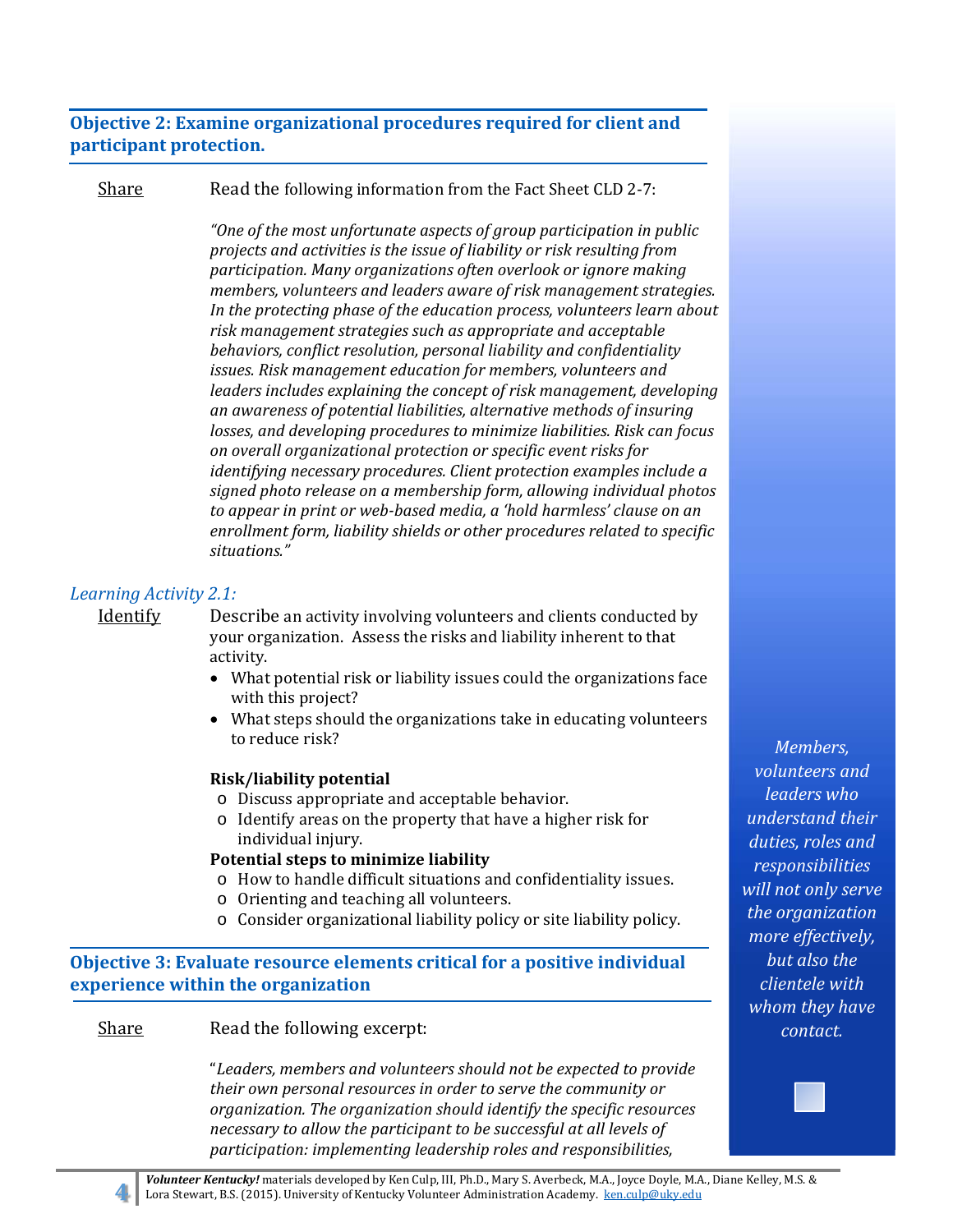## Objective 2: Examine organizational procedures required for client and participant protection.

Share — Read the following information from the Fact Sheet CLD 2-7:

*"One of the most unfortunate aspects of group participation in public projects and activities is the issue of liability or risk resulting from participation. Many organizations often overlook or ignore making members, volunteers and leaders aware of risk management strategies. In the protecting phase of the education process, volunteers learn about risk management strategies such as appropriate and acceptable behaviors, conflict resolution, personal liability and confidentiality issues. Risk management education for members, volunteers and leaders includes explaining the concept of risk management, developing an awareness of potential liabilities, alternative methods of insuring losses, and developing procedures to minimize liabilities. Risk can focus on overall organizational protection or specific event risks for identifying necessary procedures. Client protection examples include a signed photo release on a membership form, allowing individual photos to appear in print or web-based media, a 'hold harmless' clause on an enrollment form, liability shields or other procedures related to specific situations."*

*Learning Activity 2.1:*

Identify — Describe an activity involving volunteers and clients conducted by your organization. Assess the risks and liability inherent to that activity.

- What potential risk or liability issues could the organizations face with this project?
- What steps should the organizations take in educating volunteers to reduce risk?

**Risk/liability potential**

- Discuss appropriate and acceptable behavior.
- Identify areas on the property that have a higher risk for individual injury.

**Potential steps to minimize liability**

- How to handle difficult situations and confidentiality issues.
- Orienting and teaching all volunteers.
- Consider organizational liability policy or site liability policy.

*Members, volunteers and leaders who understand their duties, roles and responsibilities will not only serve the organization more effectively, but also the clientele with whom they have contact.*

## Objective 3: Evaluate resource elements critical for a positive individual experience within the organization

Share — Read the following excerpt:

"*Leaders, members and volunteers should not be expected to provide their own personal resources in order to serve the community or organization. The organization should identify the specific resources necessary to allow the participant to be successful at all levels of participation: implementing leadership roles and responsibilities,*

***Volunteer Kentucky!*** materials developed by Ken Culp, III, Ph.D., Mary S. Averbeck, M.A., Joyce Doyle, M.A., Diane Kelley, M.S. & Lora Stewart, B.S. (2015). University of Kentucky Volunteer Administration Academy. ken.culp@uky.edu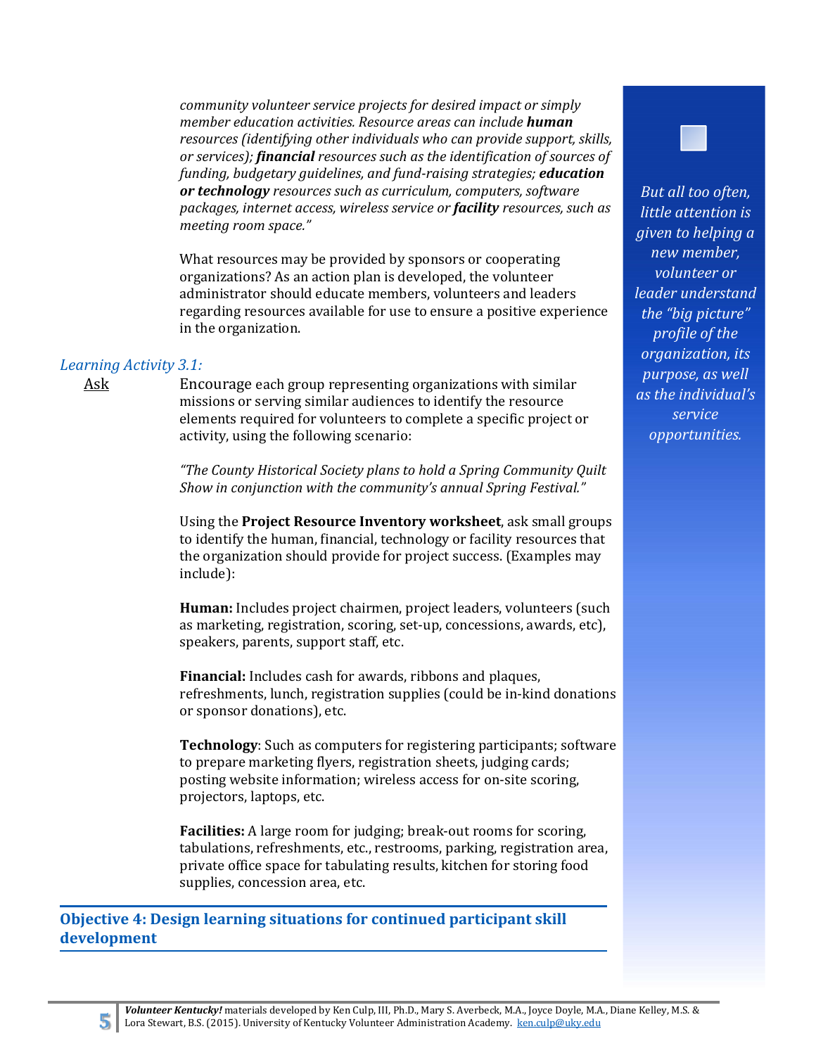*community volunteer service projects for desired impact or simply member education activities. Resource areas can include **human** resources (identifying other individuals who can provide support, skills, or services); **financial** resources such as the identification of sources of funding, budgetary guidelines, and fund-raising strategies; **education or technology** resources such as curriculum, computers, software packages, internet access, wireless service or **facility** resources, such as meeting room space."*

What resources may be provided by sponsors or cooperating organizations? As an action plan is developed, the volunteer administrator should educate members, volunteers and leaders regarding resources available for use to ensure a positive experience in the organization.

*But all too often, little attention is given to helping a new member, volunteer or leader understand the "big picture" profile of the organization, its purpose, as well as the individual's service opportunities.*

*Learning Activity 3.1:*

Ask — Encourage each group representing organizations with similar missions or serving similar audiences to identify the resource elements required for volunteers to complete a specific project or activity, using the following scenario:

*"The County Historical Society plans to hold a Spring Community Quilt Show in conjunction with the community's annual Spring Festival."*

Using the **Project Resource Inventory worksheet**, ask small groups to identify the human, financial, technology or facility resources that the organization should provide for project success. (Examples may include):

**Human:** Includes project chairmen, project leaders, volunteers (such as marketing, registration, scoring, set-up, concessions, awards, etc), speakers, parents, support staff, etc.

**Financial:** Includes cash for awards, ribbons and plaques, refreshments, lunch, registration supplies (could be in-kind donations or sponsor donations), etc.

**Technology**: Such as computers for registering participants; software to prepare marketing flyers, registration sheets, judging cards; posting website information; wireless access for on-site scoring, projectors, laptops, etc.

**Facilities:** A large room for judging; break-out rooms for scoring, tabulations, refreshments, etc., restrooms, parking, registration area, private office space for tabulating results, kitchen for storing food supplies, concession area, etc.

## Objective 4: Design learning situations for continued participant skill development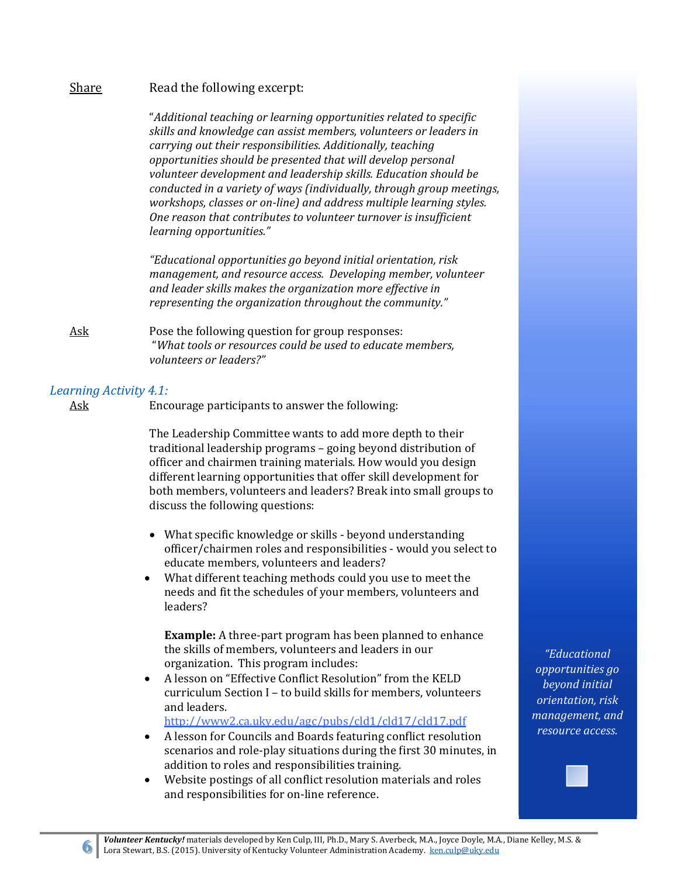Share — Read the following excerpt:

*"Additional teaching or learning opportunities related to specific skills and knowledge can assist members, volunteers or leaders in carrying out their responsibilities. Additionally, teaching opportunities should be presented that will develop personal volunteer development and leadership skills. Education should be conducted in a variety of ways (individually, through group meetings, workshops, classes or on-line) and address multiple learning styles. One reason that contributes to volunteer turnover is insufficient learning opportunities."*

*"Educational opportunities go beyond initial orientation, risk management, and resource access. Developing member, volunteer and leader skills makes the organization more effective in representing the organization throughout the community."*

Ask — Pose the following question for group responses:
"*What tools or resources could be used to educate members, volunteers or leaders?"*

*Learning Activity 4.1:*

Ask — Encourage participants to answer the following:

The Leadership Committee wants to add more depth to their traditional leadership programs – going beyond distribution of officer and chairmen training materials. How would you design different learning opportunities that offer skill development for both members, volunteers and leaders? Break into small groups to discuss the following questions:

- What specific knowledge or skills - beyond understanding officer/chairmen roles and responsibilities - would you select to educate members, volunteers and leaders?
- What different teaching methods could you use to meet the needs and fit the schedules of your members, volunteers and leaders?

**Example:** A three-part program has been planned to enhance the skills of members, volunteers and leaders in our organization. This program includes:

- A lesson on "Effective Conflict Resolution" from the KELD curriculum Section I – to build skills for members, volunteers and leaders. http://www2.ca.uky.edu/agc/pubs/cld1/cld17/cld17.pdf
- A lesson for Councils and Boards featuring conflict resolution scenarios and role-play situations during the first 30 minutes, in addition to roles and responsibilities training.
- Website postings of all conflict resolution materials and roles and responsibilities for on-line reference.

*"Educational opportunities go beyond initial orientation, risk management, and resource access.*

***Volunteer Kentucky!*** materials developed by Ken Culp, III, Ph.D., Mary S. Averbeck, M.A., Joyce Doyle, M.A., Diane Kelley, M.S. & Lora Stewart, B.S. (2015). University of Kentucky Volunteer Administration Academy. ken.culp@uky.edu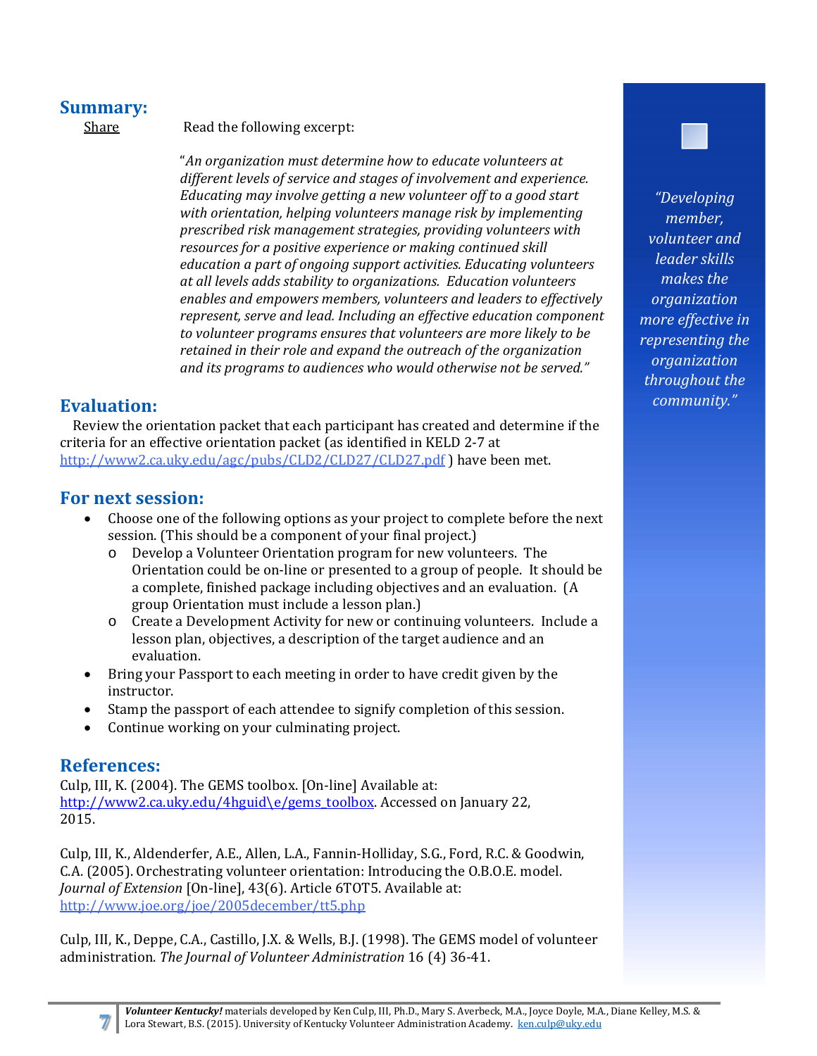## Summary:

Share — Read the following excerpt:

> "*An organization must determine how to educate volunteers at different levels of service and stages of involvement and experience. Educating may involve getting a new volunteer off to a good start with orientation, helping volunteers manage risk by implementing prescribed risk management strategies, providing volunteers with resources for a positive experience or making continued skill education a part of ongoing support activities. Educating volunteers at all levels adds stability to organizations. Education volunteers enables and empowers members, volunteers and leaders to effectively represent, serve and lead. Including an effective education component to volunteer programs ensures that volunteers are more likely to be retained in their role and expand the outreach of the organization and its programs to audiences who would otherwise not be served.*"

*"Developing member, volunteer and leader skills makes the organization more effective in representing the organization throughout the community."*

## Evaluation:

Review the orientation packet that each participant has created and determine if the criteria for an effective orientation packet (as identified in KELD 2-7 at http://www2.ca.uky.edu/agc/pubs/CLD2/CLD27/CLD27.pdf ) have been met.

## For next session:

- Choose one of the following options as your project to complete before the next session. (This should be a component of your final project.)
  - Develop a Volunteer Orientation program for new volunteers. The Orientation could be on-line or presented to a group of people. It should be a complete, finished package including objectives and an evaluation. (A group Orientation must include a lesson plan.)
  - Create a Development Activity for new or continuing volunteers. Include a lesson plan, objectives, a description of the target audience and an evaluation.
- Bring your Passport to each meeting in order to have credit given by the instructor.
- Stamp the passport of each attendee to signify completion of this session.
- Continue working on your culminating project.

## References:

Culp, III, K. (2004). The GEMS toolbox. [On-line] Available at: http://www2.ca.uky.edu/4hguid\e/gems_toolbox. Accessed on January 22, 2015.

Culp, III, K., Aldenderfer, A.E., Allen, L.A., Fannin-Holliday, S.G., Ford, R.C. & Goodwin, C.A. (2005). Orchestrating volunteer orientation: Introducing the O.B.O.E. model. *Journal of Extension* [On-line], 43(6). Article 6TOT5. Available at: http://www.joe.org/joe/2005december/tt5.php

Culp, III, K., Deppe, C.A., Castillo, J.X. & Wells, B.J. (1998). The GEMS model of volunteer administration. *The Journal of Volunteer Administration* 16 (4) 36-41.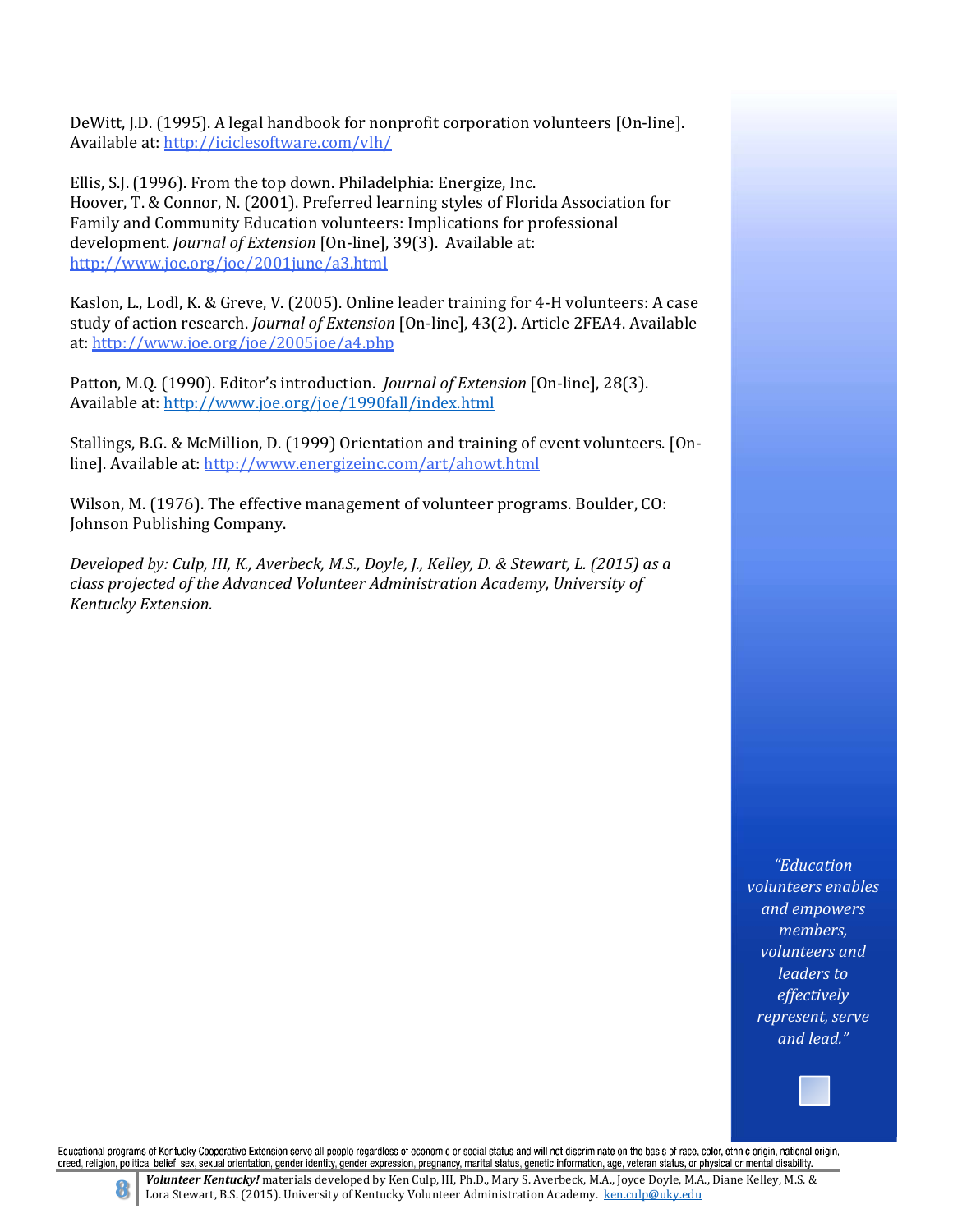DeWitt, J.D. (1995). A legal handbook for nonprofit corporation volunteers [On-line]. Available at: http://iciclesoftware.com/vlh/

Ellis, S.J. (1996). From the top down. Philadelphia: Energize, Inc.
Hoover, T. & Connor, N. (2001). Preferred learning styles of Florida Association for Family and Community Education volunteers: Implications for professional development. *Journal of Extension* [On-line], 39(3). Available at: http://www.joe.org/joe/2001june/a3.html

Kaslon, L., Lodl, K. & Greve, V. (2005). Online leader training for 4-H volunteers: A case study of action research. *Journal of Extension* [On-line], 43(2). Article 2FEA4. Available at: http://www.joe.org/joe/2005joe/a4.php

Patton, M.Q. (1990). Editor's introduction. *Journal of Extension* [On-line], 28(3). Available at: http://www.joe.org/joe/1990fall/index.html

Stallings, B.G. & McMillion, D. (1999) Orientation and training of event volunteers. [On-line]. Available at: http://www.energizeinc.com/art/ahowt.html

Wilson, M. (1976). The effective management of volunteer programs. Boulder, CO: Johnson Publishing Company.

*Developed by: Culp, III, K., Averbeck, M.S., Doyle, J., Kelley, D. & Stewart, L. (2015) as a class projected of the Advanced Volunteer Administration Academy, University of Kentucky Extension.*

*"Education volunteers enables and empowers members, volunteers and leaders to effectively represent, serve and lead."*

Educational programs of Kentucky Cooperative Extension serve all people regardless of economic or social status and will not discriminate on the basis of race, color, ethnic origin, national origin, creed, religion, political belief, sex, sexual orientation, gender identity, gender expression, pregnancy, marital status, genetic information, age, veteran status, or physical or mental disability.

***Volunteer Kentucky!*** materials developed by Ken Culp, III, Ph.D., Mary S. Averbeck, M.A., Joyce Doyle, M.A., Diane Kelley, M.S. & Lora Stewart, B.S. (2015). University of Kentucky Volunteer Administration Academy. ken.culp@uky.edu